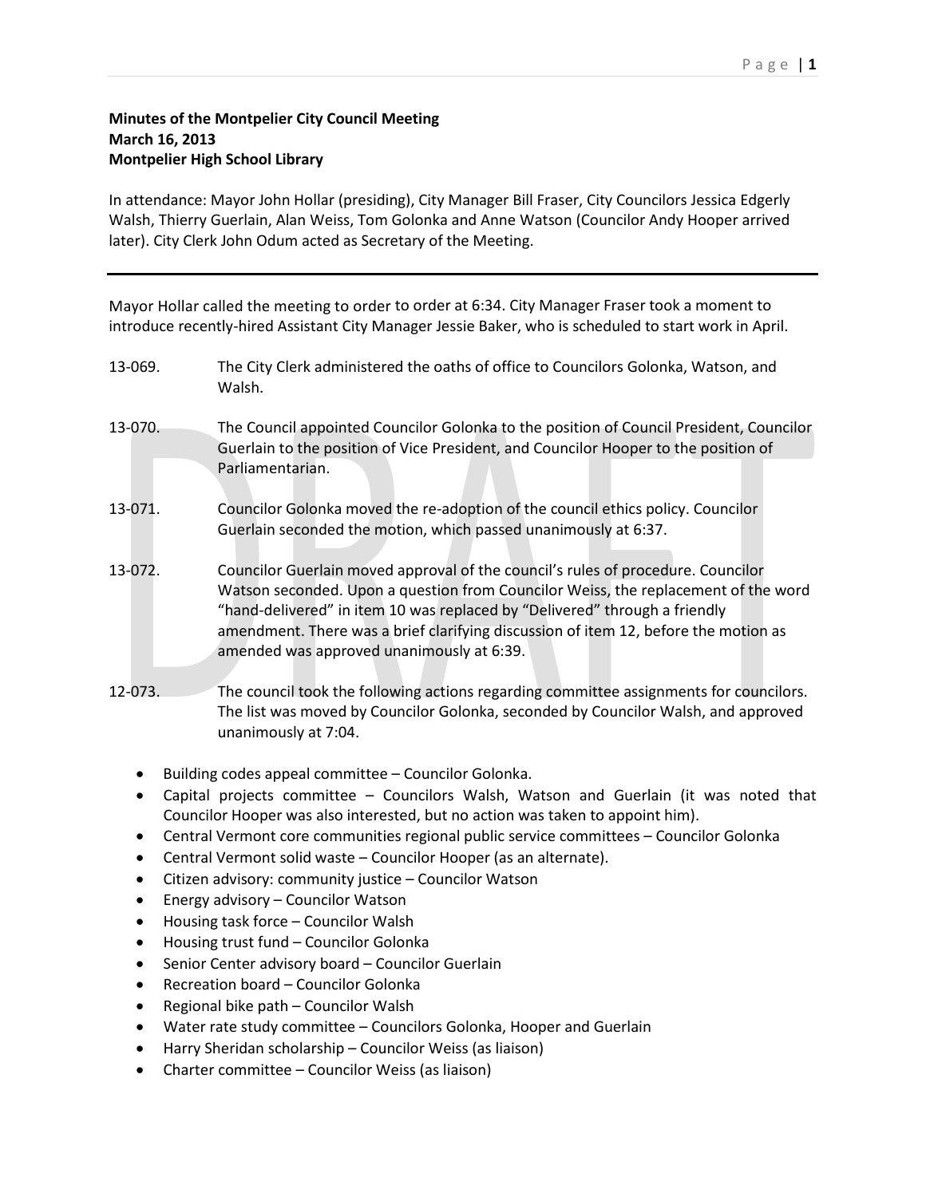**Minutes of the Montpelier City Council Meeting**
**March 16, 2013**
**Montpelier High School Library**

In attendance: Mayor John Hollar (presiding), City Manager Bill Fraser, City Councilors Jessica Edgerly Walsh, Thierry Guerlain, Alan Weiss, Tom Golonka and Anne Watson (Councilor Andy Hooper arrived later). City Clerk John Odum acted as Secretary of the Meeting.

---

Mayor Hollar called the meeting to order to order at 6:34. City Manager Fraser took a moment to introduce recently-hired Assistant City Manager Jessie Baker, who is scheduled to start work in April.

13-069. The City Clerk administered the oaths of office to Councilors Golonka, Watson, and Walsh.

13-070. The Council appointed Councilor Golonka to the position of Council President, Councilor Guerlain to the position of Vice President, and Councilor Hooper to the position of Parliamentarian.

13-071. Councilor Golonka moved the re-adoption of the council ethics policy. Councilor Guerlain seconded the motion, which passed unanimously at 6:37.

13-072. Councilor Guerlain moved approval of the council's rules of procedure. Councilor Watson seconded. Upon a question from Councilor Weiss, the replacement of the word "hand-delivered" in item 10 was replaced by "Delivered" through a friendly amendment. There was a brief clarifying discussion of item 12, before the motion as amended was approved unanimously at 6:39.

12-073. The council took the following actions regarding committee assignments for councilors. The list was moved by Councilor Golonka, seconded by Councilor Walsh, and approved unanimously at 7:04.

- Building codes appeal committee – Councilor Golonka.
- Capital projects committee – Councilors Walsh, Watson and Guerlain (it was noted that Councilor Hooper was also interested, but no action was taken to appoint him).
- Central Vermont core communities regional public service committees – Councilor Golonka
- Central Vermont solid waste – Councilor Hooper (as an alternate).
- Citizen advisory: community justice – Councilor Watson
- Energy advisory – Councilor Watson
- Housing task force – Councilor Walsh
- Housing trust fund – Councilor Golonka
- Senior Center advisory board – Councilor Guerlain
- Recreation board – Councilor Golonka
- Regional bike path – Councilor Walsh
- Water rate study committee – Councilors Golonka, Hooper and Guerlain
- Harry Sheridan scholarship – Councilor Weiss (as liaison)
- Charter committee – Councilor Weiss (as liaison)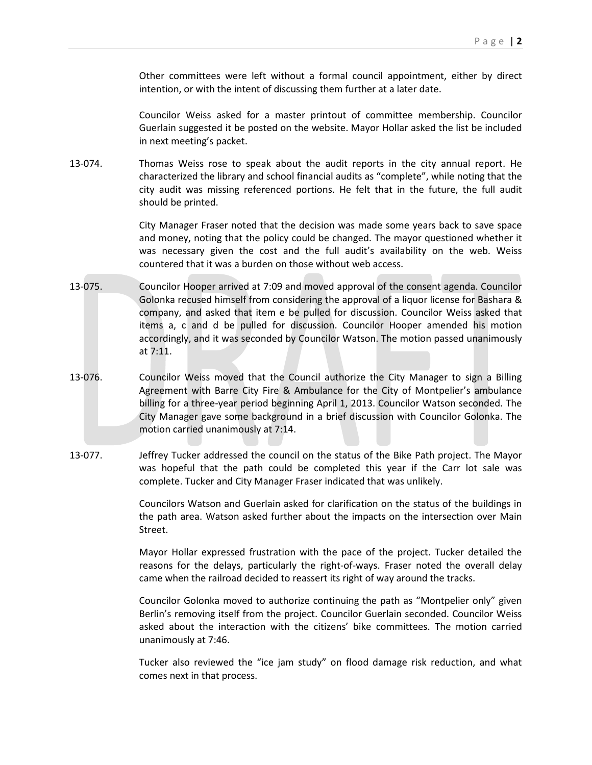Other committees were left without a formal council appointment, either by direct intention, or with the intent of discussing them further at a later date.

Councilor Weiss asked for a master printout of committee membership. Councilor Guerlain suggested it be posted on the website. Mayor Hollar asked the list be included in next meeting's packet.

13-074. Thomas Weiss rose to speak about the audit reports in the city annual report. He characterized the library and school financial audits as "complete", while noting that the city audit was missing referenced portions. He felt that in the future, the full audit should be printed.

City Manager Fraser noted that the decision was made some years back to save space and money, noting that the policy could be changed. The mayor questioned whether it was necessary given the cost and the full audit's availability on the web. Weiss countered that it was a burden on those without web access.

13-075. Councilor Hooper arrived at 7:09 and moved approval of the consent agenda. Councilor Golonka recused himself from considering the approval of a liquor license for Bashara & company, and asked that item e be pulled for discussion. Councilor Weiss asked that items a, c and d be pulled for discussion. Councilor Hooper amended his motion accordingly, and it was seconded by Councilor Watson. The motion passed unanimously at 7:11.

13-076. Councilor Weiss moved that the Council authorize the City Manager to sign a Billing Agreement with Barre City Fire & Ambulance for the City of Montpelier's ambulance billing for a three-year period beginning April 1, 2013. Councilor Watson seconded. The City Manager gave some background in a brief discussion with Councilor Golonka. The motion carried unanimously at 7:14.

13-077. Jeffrey Tucker addressed the council on the status of the Bike Path project. The Mayor was hopeful that the path could be completed this year if the Carr lot sale was complete. Tucker and City Manager Fraser indicated that was unlikely.

Councilors Watson and Guerlain asked for clarification on the status of the buildings in the path area. Watson asked further about the impacts on the intersection over Main Street.

Mayor Hollar expressed frustration with the pace of the project. Tucker detailed the reasons for the delays, particularly the right-of-ways. Fraser noted the overall delay came when the railroad decided to reassert its right of way around the tracks.

Councilor Golonka moved to authorize continuing the path as "Montpelier only" given Berlin's removing itself from the project. Councilor Guerlain seconded. Councilor Weiss asked about the interaction with the citizens' bike committees. The motion carried unanimously at 7:46.

Tucker also reviewed the "ice jam study" on flood damage risk reduction, and what comes next in that process.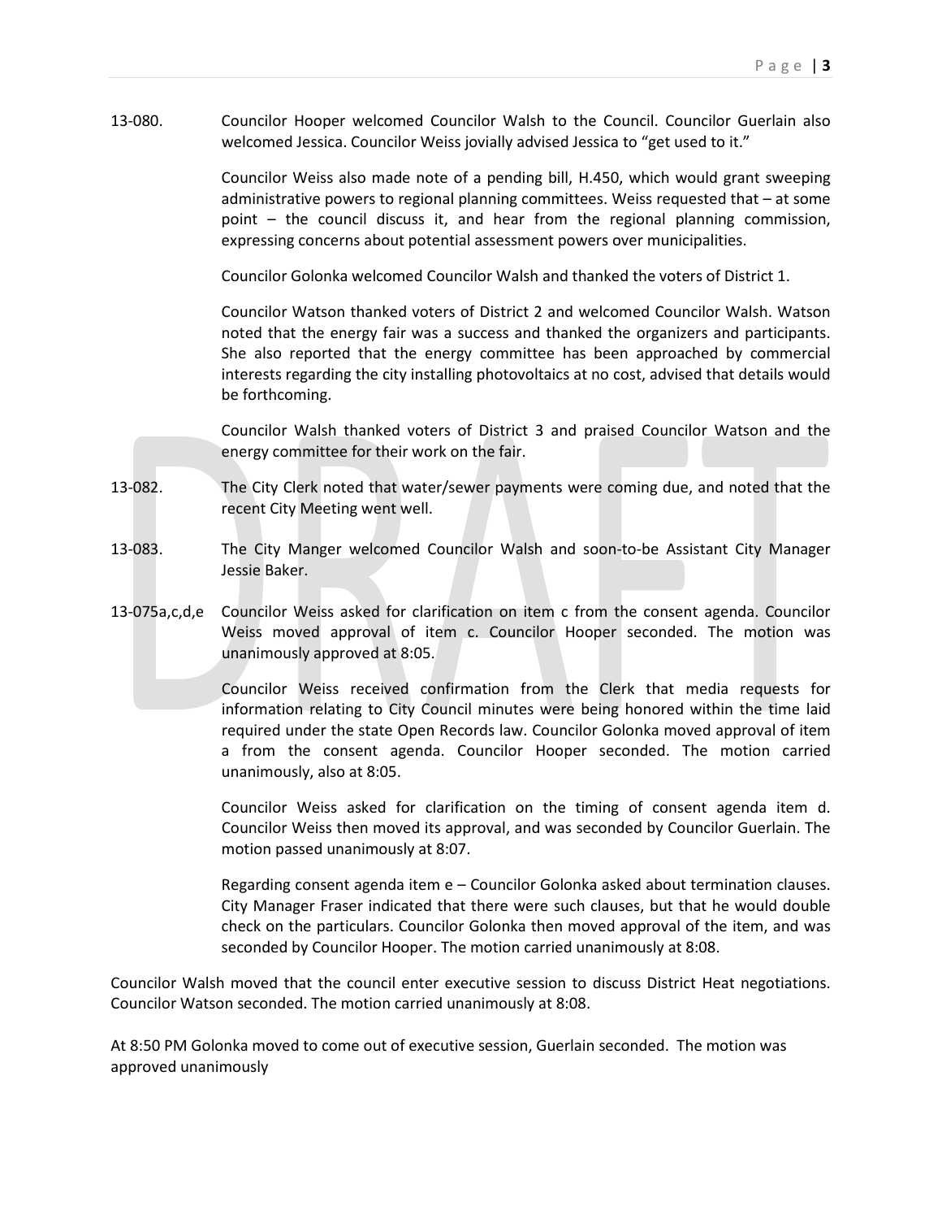13-080. Councilor Hooper welcomed Councilor Walsh to the Council. Councilor Guerlain also welcomed Jessica. Councilor Weiss jovially advised Jessica to "get used to it."

Councilor Weiss also made note of a pending bill, H.450, which would grant sweeping administrative powers to regional planning committees. Weiss requested that – at some point – the council discuss it, and hear from the regional planning commission, expressing concerns about potential assessment powers over municipalities.

Councilor Golonka welcomed Councilor Walsh and thanked the voters of District 1.

Councilor Watson thanked voters of District 2 and welcomed Councilor Walsh. Watson noted that the energy fair was a success and thanked the organizers and participants. She also reported that the energy committee has been approached by commercial interests regarding the city installing photovoltaics at no cost, advised that details would be forthcoming.

Councilor Walsh thanked voters of District 3 and praised Councilor Watson and the energy committee for their work on the fair.

13-082. The City Clerk noted that water/sewer payments were coming due, and noted that the recent City Meeting went well.

13-083. The City Manger welcomed Councilor Walsh and soon-to-be Assistant City Manager Jessie Baker.

13-075a,c,d,e Councilor Weiss asked for clarification on item c from the consent agenda. Councilor Weiss moved approval of item c. Councilor Hooper seconded. The motion was unanimously approved at 8:05.

Councilor Weiss received confirmation from the Clerk that media requests for information relating to City Council minutes were being honored within the time laid required under the state Open Records law. Councilor Golonka moved approval of item a from the consent agenda. Councilor Hooper seconded. The motion carried unanimously, also at 8:05.

Councilor Weiss asked for clarification on the timing of consent agenda item d. Councilor Weiss then moved its approval, and was seconded by Councilor Guerlain. The motion passed unanimously at 8:07.

Regarding consent agenda item e – Councilor Golonka asked about termination clauses. City Manager Fraser indicated that there were such clauses, but that he would double check on the particulars. Councilor Golonka then moved approval of the item, and was seconded by Councilor Hooper. The motion carried unanimously at 8:08.

Councilor Walsh moved that the council enter executive session to discuss District Heat negotiations. Councilor Watson seconded. The motion carried unanimously at 8:08.

At 8:50 PM Golonka moved to come out of executive session, Guerlain seconded. The motion was approved unanimously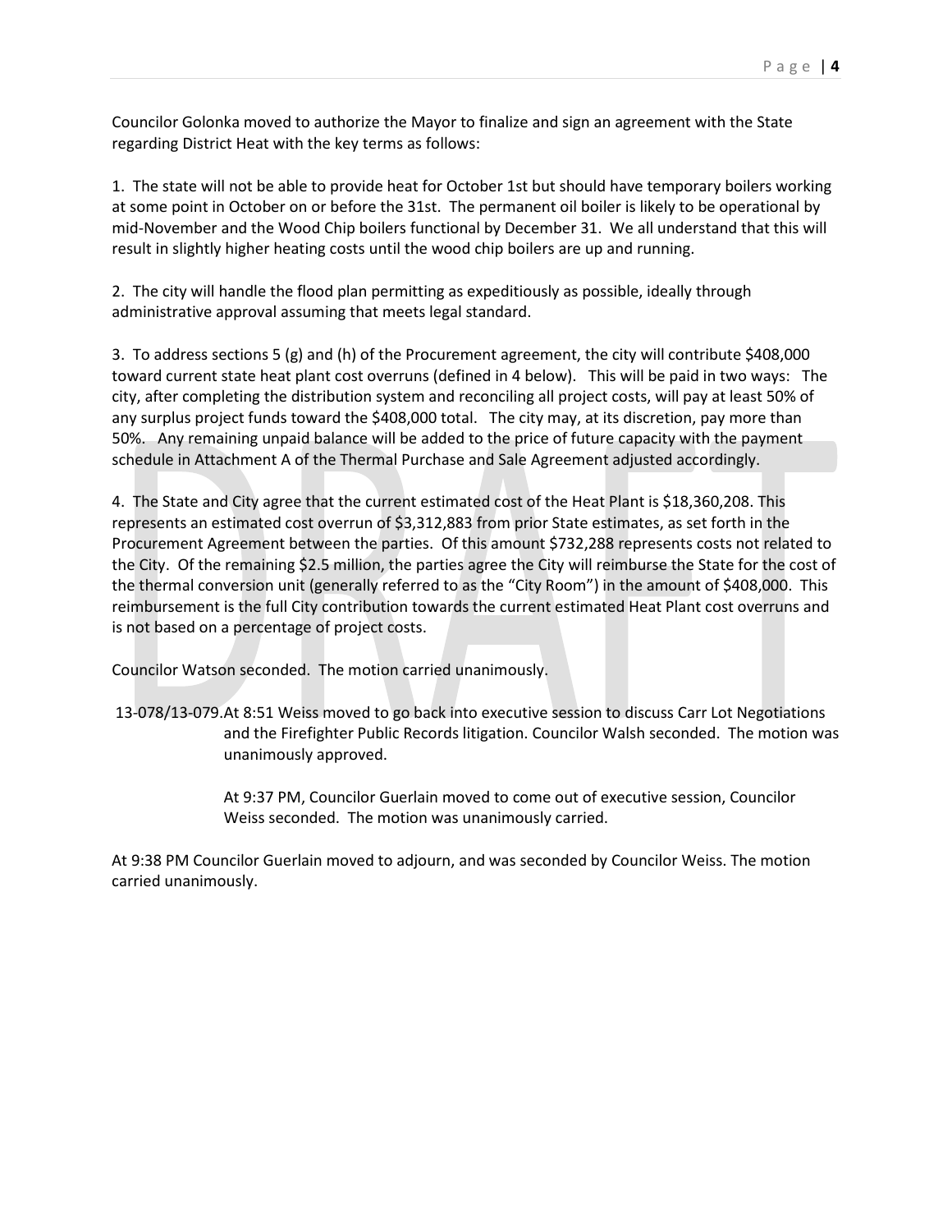Councilor Golonka moved to authorize the Mayor to finalize and sign an agreement with the State regarding District Heat with the key terms as follows:

1. The state will not be able to provide heat for October 1st but should have temporary boilers working at some point in October on or before the 31st. The permanent oil boiler is likely to be operational by mid-November and the Wood Chip boilers functional by December 31. We all understand that this will result in slightly higher heating costs until the wood chip boilers are up and running.

2. The city will handle the flood plan permitting as expeditiously as possible, ideally through administrative approval assuming that meets legal standard.

3. To address sections 5 (g) and (h) of the Procurement agreement, the city will contribute $408,000 toward current state heat plant cost overruns (defined in 4 below). This will be paid in two ways: The city, after completing the distribution system and reconciling all project costs, will pay at least 50% of any surplus project funds toward the $408,000 total. The city may, at its discretion, pay more than 50%. Any remaining unpaid balance will be added to the price of future capacity with the payment schedule in Attachment A of the Thermal Purchase and Sale Agreement adjusted accordingly.

4. The State and City agree that the current estimated cost of the Heat Plant is $18,360,208. This represents an estimated cost overrun of $3,312,883 from prior State estimates, as set forth in the Procurement Agreement between the parties. Of this amount $732,288 represents costs not related to the City. Of the remaining $2.5 million, the parties agree the City will reimburse the State for the cost of the thermal conversion unit (generally referred to as the "City Room") in the amount of $408,000. This reimbursement is the full City contribution towards the current estimated Heat Plant cost overruns and is not based on a percentage of project costs.

Councilor Watson seconded. The motion carried unanimously.

13-078/13-079. At 8:51 Weiss moved to go back into executive session to discuss Carr Lot Negotiations and the Firefighter Public Records litigation. Councilor Walsh seconded. The motion was unanimously approved.

At 9:37 PM, Councilor Guerlain moved to come out of executive session, Councilor Weiss seconded. The motion was unanimously carried.

At 9:38 PM Councilor Guerlain moved to adjourn, and was seconded by Councilor Weiss. The motion carried unanimously.